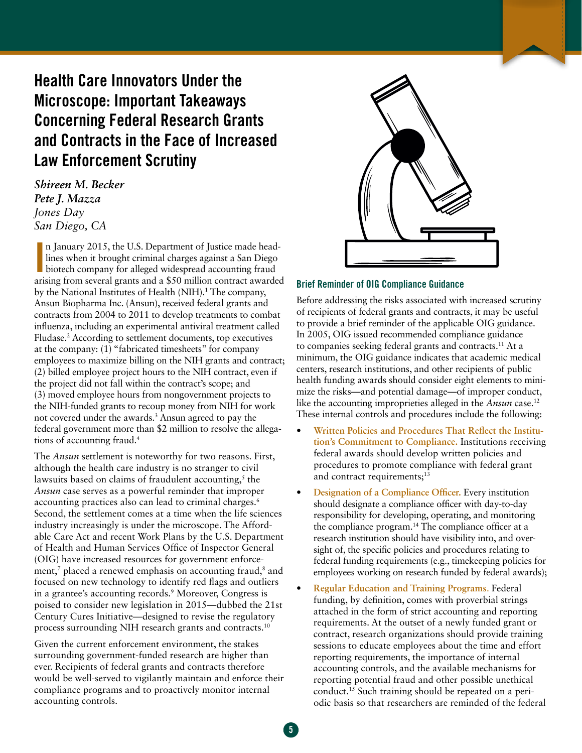# Health Care Innovators Under the Microscope: Important Takeaways Concerning Federal Research Grants and Contracts in the Face of Increased Law Enforcement Scrutiny

*Shireen M. Becker*
*Pete J. Mazza*
*Jones Day*
*San Diego, CA*

In January 2015, the U.S. Department of Justice made headlines when it brought criminal charges against a San Diego biotech company for alleged widespread accounting fraud arising from several grants and a $50 million contract awarded by the National Institutes of Health (NIH).[1] The company, Ansun Biopharma Inc. (Ansun), received federal grants and contracts from 2004 to 2011 to develop treatments to combat influenza, including an experimental antiviral treatment called Fludase.[2] According to settlement documents, top executives at the company: (1) "fabricated timesheets" for company employees to maximize billing on the NIH grants and contract; (2) billed employee project hours to the NIH contract, even if the project did not fall within the contract's scope; and (3) moved employee hours from nongovernment projects to the NIH-funded grants to recoup money from NIH for work not covered under the awards.[3] Ansun agreed to pay the federal government more than $2 million to resolve the allegations of accounting fraud.[4]

The *Ansun* settlement is noteworthy for two reasons. First, although the health care industry is no stranger to civil lawsuits based on claims of fraudulent accounting,[5] the *Ansun* case serves as a powerful reminder that improper accounting practices also can lead to criminal charges.[6] Second, the settlement comes at a time when the life sciences industry increasingly is under the microscope. The Affordable Care Act and recent Work Plans by the U.S. Department of Health and Human Services Office of Inspector General (OIG) have increased resources for government enforcement,[7] placed a renewed emphasis on accounting fraud,[8] and focused on new technology to identify red flags and outliers in a grantee's accounting records.[9] Moreover, Congress is poised to consider new legislation in 2015—dubbed the 21st Century Cures Initiative—designed to revise the regulatory process surrounding NIH research grants and contracts.[10]

Given the current enforcement environment, the stakes surrounding government-funded research are higher than ever. Recipients of federal grants and contracts therefore would be well-served to vigilantly maintain and enforce their compliance programs and to proactively monitor internal accounting controls.

## Brief Reminder of OIG Compliance Guidance

Before addressing the risks associated with increased scrutiny of recipients of federal grants and contracts, it may be useful to provide a brief reminder of the applicable OIG guidance. In 2005, OIG issued recommended compliance guidance to companies seeking federal grants and contracts.[11] At a minimum, the OIG guidance indicates that academic medical centers, research institutions, and other recipients of public health funding awards should consider eight elements to minimize the risks—and potential damage—of improper conduct, like the accounting improprieties alleged in the *Ansun* case.[12] These internal controls and procedures include the following:

- **Written Policies and Procedures That Reflect the Institution's Commitment to Compliance.** Institutions receiving federal awards should develop written policies and procedures to promote compliance with federal grant and contract requirements;[13]
- **Designation of a Compliance Officer.** Every institution should designate a compliance officer with day-to-day responsibility for developing, operating, and monitoring the compliance program.[14] The compliance officer at a research institution should have visibility into, and oversight of, the specific policies and procedures relating to federal funding requirements (e.g., timekeeping policies for employees working on research funded by federal awards);
- **Regular Education and Training Programs.** Federal funding, by definition, comes with proverbial strings attached in the form of strict accounting and reporting requirements. At the outset of a newly funded grant or contract, research organizations should provide training sessions to educate employees about the time and effort reporting requirements, the importance of internal accounting controls, and the available mechanisms for reporting potential fraud and other possible unethical conduct.[15] Such training should be repeated on a periodic basis so that researchers are reminded of the federal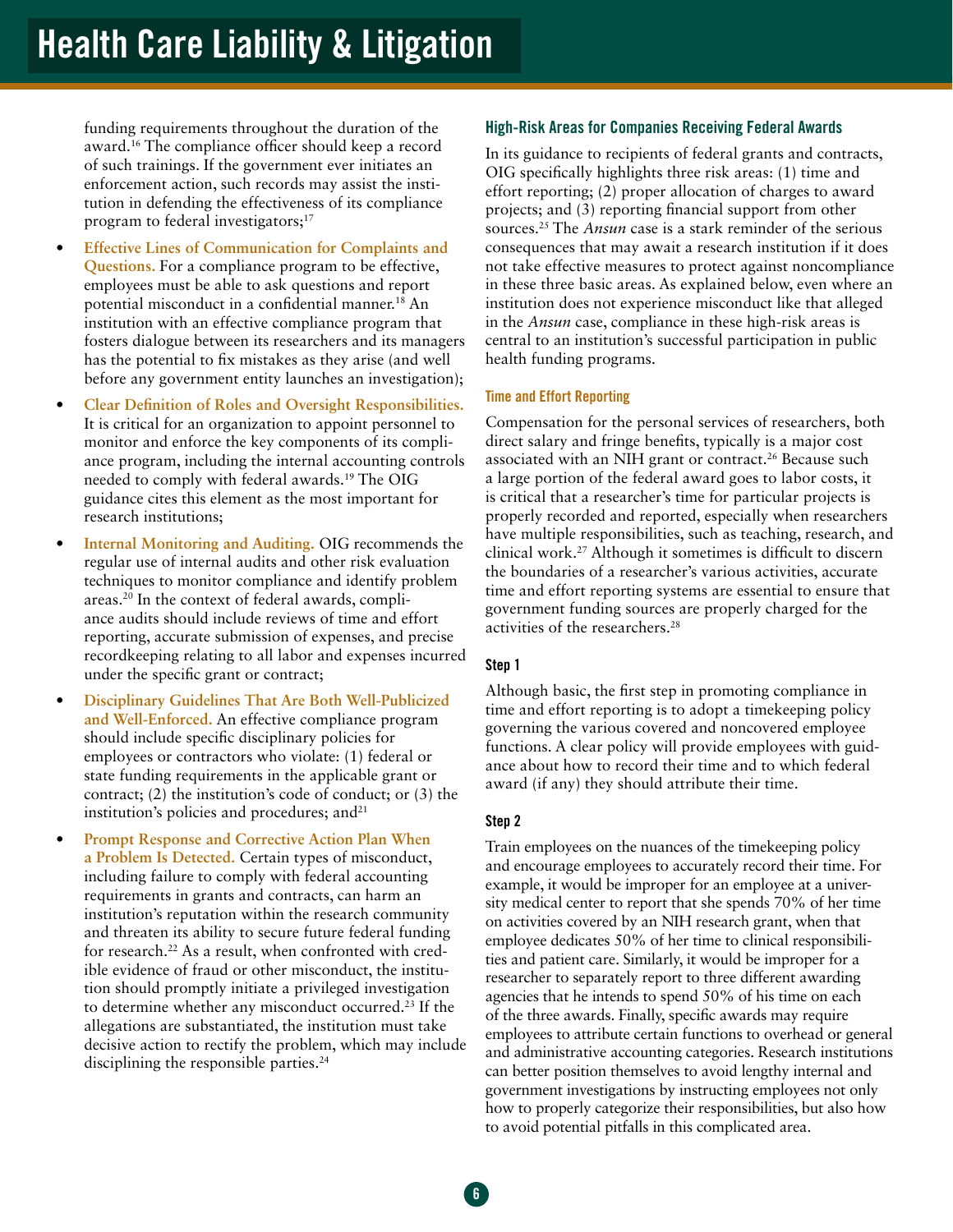funding requirements throughout the duration of the award.[16] The compliance officer should keep a record of such trainings. If the government ever initiates an enforcement action, such records may assist the institution in defending the effectiveness of its compliance program to federal investigators;[17]

- **Effective Lines of Communication for Complaints and Questions.** For a compliance program to be effective, employees must be able to ask questions and report potential misconduct in a confidential manner.[18] An institution with an effective compliance program that fosters dialogue between its researchers and its managers has the potential to fix mistakes as they arise (and well before any government entity launches an investigation);
- **Clear Definition of Roles and Oversight Responsibilities.** It is critical for an organization to appoint personnel to monitor and enforce the key components of its compliance program, including the internal accounting controls needed to comply with federal awards.[19] The OIG guidance cites this element as the most important for research institutions;
- **Internal Monitoring and Auditing.** OIG recommends the regular use of internal audits and other risk evaluation techniques to monitor compliance and identify problem areas.[20] In the context of federal awards, compliance audits should include reviews of time and effort reporting, accurate submission of expenses, and precise recordkeeping relating to all labor and expenses incurred under the specific grant or contract;
- **Disciplinary Guidelines That Are Both Well-Publicized and Well-Enforced.** An effective compliance program should include specific disciplinary policies for employees or contractors who violate: (1) federal or state funding requirements in the applicable grant or contract; (2) the institution's code of conduct; or (3) the institution's policies and procedures; and[21]
- **Prompt Response and Corrective Action Plan When a Problem Is Detected.** Certain types of misconduct, including failure to comply with federal accounting requirements in grants and contracts, can harm an institution's reputation within the research community and threaten its ability to secure future federal funding for research.[22] As a result, when confronted with credible evidence of fraud or other misconduct, the institution should promptly initiate a privileged investigation to determine whether any misconduct occurred.[23] If the allegations are substantiated, the institution must take decisive action to rectify the problem, which may include disciplining the responsible parties.[24]

## High-Risk Areas for Companies Receiving Federal Awards

In its guidance to recipients of federal grants and contracts, OIG specifically highlights three risk areas: (1) time and effort reporting; (2) proper allocation of charges to award projects; and (3) reporting financial support from other sources.[25] The *Ansun* case is a stark reminder of the serious consequences that may await a research institution if it does not take effective measures to protect against noncompliance in these three basic areas. As explained below, even where an institution does not experience misconduct like that alleged in the *Ansun* case, compliance in these high-risk areas is central to an institution's successful participation in public health funding programs.

### Time and Effort Reporting

Compensation for the personal services of researchers, both direct salary and fringe benefits, typically is a major cost associated with an NIH grant or contract.[26] Because such a large portion of the federal award goes to labor costs, it is critical that a researcher's time for particular projects is properly recorded and reported, especially when researchers have multiple responsibilities, such as teaching, research, and clinical work.[27] Although it sometimes is difficult to discern the boundaries of a researcher's various activities, accurate time and effort reporting systems are essential to ensure that government funding sources are properly charged for the activities of the researchers.[28]

#### Step 1

Although basic, the first step in promoting compliance in time and effort reporting is to adopt a timekeeping policy governing the various covered and noncovered employee functions. A clear policy will provide employees with guidance about how to record their time and to which federal award (if any) they should attribute their time.

#### Step 2

Train employees on the nuances of the timekeeping policy and encourage employees to accurately record their time. For example, it would be improper for an employee at a university medical center to report that she spends 70% of her time on activities covered by an NIH research grant, when that employee dedicates 50% of her time to clinical responsibilities and patient care. Similarly, it would be improper for a researcher to separately report to three different awarding agencies that he intends to spend 50% of his time on each of the three awards. Finally, specific awards may require employees to attribute certain functions to overhead or general and administrative accounting categories. Research institutions can better position themselves to avoid lengthy internal and government investigations by instructing employees not only how to properly categorize their responsibilities, but also how to avoid potential pitfalls in this complicated area.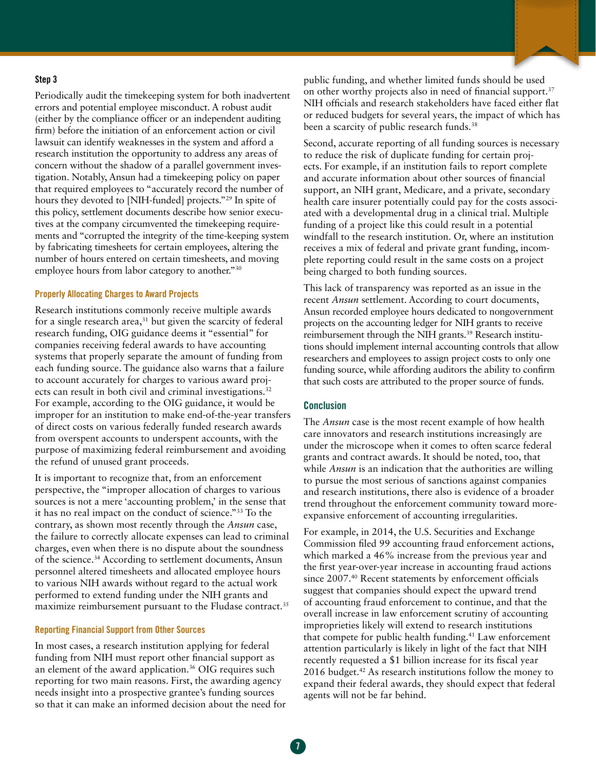#### Step 3

Periodically audit the timekeeping system for both inadvertent errors and potential employee misconduct. A robust audit (either by the compliance officer or an independent auditing firm) before the initiation of an enforcement action or civil lawsuit can identify weaknesses in the system and afford a research institution the opportunity to address any areas of concern without the shadow of a parallel government investigation. Notably, Ansun had a timekeeping policy on paper that required employees to "accurately record the number of hours they devoted to [NIH-funded] projects."[29] In spite of this policy, settlement documents describe how senior executives at the company circumvented the timekeeping requirements and "corrupted the integrity of the time-keeping system by fabricating timesheets for certain employees, altering the number of hours entered on certain timesheets, and moving employee hours from labor category to another."[30]

### Properly Allocating Charges to Award Projects

Research institutions commonly receive multiple awards for a single research area,[31] but given the scarcity of federal research funding, OIG guidance deems it "essential" for companies receiving federal awards to have accounting systems that properly separate the amount of funding from each funding source. The guidance also warns that a failure to account accurately for charges to various award projects can result in both civil and criminal investigations.[32] For example, according to the OIG guidance, it would be improper for an institution to make end-of-the-year transfers of direct costs on various federally funded research awards from overspent accounts to underspent accounts, with the purpose of maximizing federal reimbursement and avoiding the refund of unused grant proceeds.

It is important to recognize that, from an enforcement perspective, the "improper allocation of charges to various sources is not a mere 'accounting problem,' in the sense that it has no real impact on the conduct of science."[33] To the contrary, as shown most recently through the *Ansun* case, the failure to correctly allocate expenses can lead to criminal charges, even when there is no dispute about the soundness of the science.[34] According to settlement documents, Ansun personnel altered timesheets and allocated employee hours to various NIH awards without regard to the actual work performed to extend funding under the NIH grants and maximize reimbursement pursuant to the Fludase contract.[35]

### Reporting Financial Support from Other Sources

In most cases, a research institution applying for federal funding from NIH must report other financial support as an element of the award application.[36] OIG requires such reporting for two main reasons. First, the awarding agency needs insight into a prospective grantee's funding sources so that it can make an informed decision about the need for public funding, and whether limited funds should be used on other worthy projects also in need of financial support.[37] NIH officials and research stakeholders have faced either flat or reduced budgets for several years, the impact of which has been a scarcity of public research funds.[38]

Second, accurate reporting of all funding sources is necessary to reduce the risk of duplicate funding for certain projects. For example, if an institution fails to report complete and accurate information about other sources of financial support, an NIH grant, Medicare, and a private, secondary health care insurer potentially could pay for the costs associated with a developmental drug in a clinical trial. Multiple funding of a project like this could result in a potential windfall to the research institution. Or, where an institution receives a mix of federal and private grant funding, incomplete reporting could result in the same costs on a project being charged to both funding sources.

This lack of transparency was reported as an issue in the recent *Ansun* settlement. According to court documents, Ansun recorded employee hours dedicated to nongovernment projects on the accounting ledger for NIH grants to receive reimbursement through the NIH grants.[39] Research institutions should implement internal accounting controls that allow researchers and employees to assign project costs to only one funding source, while affording auditors the ability to confirm that such costs are attributed to the proper source of funds.

## Conclusion

The *Ansun* case is the most recent example of how health care innovators and research institutions increasingly are under the microscope when it comes to often scarce federal grants and contract awards. It should be noted, too, that while *Ansun* is an indication that the authorities are willing to pursue the most serious of sanctions against companies and research institutions, there also is evidence of a broader trend throughout the enforcement community toward more-expansive enforcement of accounting irregularities.

For example, in 2014, the U.S. Securities and Exchange Commission filed 99 accounting fraud enforcement actions, which marked a 46% increase from the previous year and the first year-over-year increase in accounting fraud actions since 2007.[40] Recent statements by enforcement officials suggest that companies should expect the upward trend of accounting fraud enforcement to continue, and that the overall increase in law enforcement scrutiny of accounting improprieties likely will extend to research institutions that compete for public health funding.[41] Law enforcement attention particularly is likely in light of the fact that NIH recently requested a $1 billion increase for its fiscal year 2016 budget.[42] As research institutions follow the money to expand their federal awards, they should expect that federal agents will not be far behind.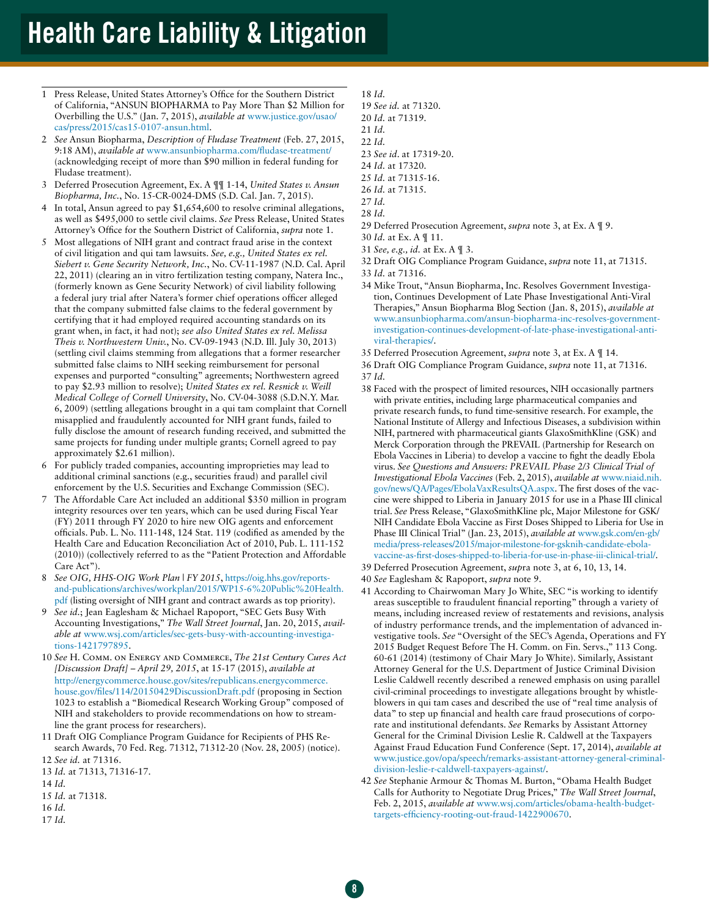1 Press Release, United States Attorney's Office for the Southern District of California, "ANSUN BIOPHARMA to Pay More Than $2 Million for Overbilling the U.S." (Jan. 7, 2015), *available at* www.justice.gov/usao/cas/press/2015/cas15-0107-ansun.html.

2 *See* Ansun Biopharma, *Description of Fludase Treatment* (Feb. 27, 2015, 9:18 AM), *available at* www.ansunbiopharma.com/fludase-treatment/ (acknowledging receipt of more than $90 million in federal funding for Fludase treatment).

3 Deferred Prosecution Agreement, Ex. A ¶¶ 1-14, *United States v. Ansun Biopharma, Inc.*, No. 15-CR-0024-DMS (S.D. Cal. Jan. 7, 2015).

4 In total, Ansun agreed to pay $1,654,600 to resolve criminal allegations, as well as $495,000 to settle civil claims. *See* Press Release, United States Attorney's Office for the Southern District of California, *supra* note 1.

5 Most allegations of NIH grant and contract fraud arise in the context of civil litigation and qui tam lawsuits. *See, e.g., United States ex rel. Siebert v. Gene Security Network, Inc.*, No. CV-11-1987 (N.D. Cal. April 22, 2011) (clearing an in vitro fertilization testing company, Natera Inc., (formerly known as Gene Security Network) of civil liability following a federal jury trial after Natera's former chief operations officer alleged that the company submitted false claims to the federal government by certifying that it had employed required accounting standards on its grant when, in fact, it had not); *see also United States ex rel. Melissa Theis v. Northwestern Univ.*, No. CV-09-1943 (N.D. Ill. July 30, 2013) (settling civil claims stemming from allegations that a former researcher submitted false claims to NIH seeking reimbursement for personal expenses and purported "consulting" agreements; Northwestern agreed to pay $2.93 million to resolve); *United States ex rel. Resnick v. Weill Medical College of Cornell University*, No. CV-04-3088 (S.D.N.Y. Mar. 6, 2009) (settling allegations brought in a qui tam complaint that Cornell misapplied and fraudulently accounted for NIH grant funds, failed to fully disclose the amount of research funding received, and submitted the same projects for funding under multiple grants; Cornell agreed to pay approximately $2.61 million).

6 For publicly traded companies, accounting improprieties may lead to additional criminal sanctions (e.g., securities fraud) and parallel civil enforcement by the U.S. Securities and Exchange Commission (SEC).

7 The Affordable Care Act included an additional $350 million in program integrity resources over ten years, which can be used during Fiscal Year (FY) 2011 through FY 2020 to hire new OIG agents and enforcement officials. Pub. L. No. 111-148, 124 Stat. 119 (codified as amended by the Health Care and Education Reconciliation Act of 2010, Pub. L. 111-152 (2010)) (collectively referred to as the "Patient Protection and Affordable Care Act").

8 *See OIG, HHS-OIG Work Plan | FY 2015*, https://oig.hhs.gov/reports-and-publications/archives/workplan/2015/WP15-6%20Public%20Health.pdf (listing oversight of NIH grant and contract awards as top priority).

9 *See id.*; Jean Eaglesham & Michael Rapoport, "SEC Gets Busy With Accounting Investigations," *The Wall Street Journal*, Jan. 20, 2015, *available at* www.wsj.com/articles/sec-gets-busy-with-accounting-investigations-1421797895.

10 *See* H. Comm. on Energy and Commerce, *The 21st Century Cures Act [Discussion Draft] – April 29, 2015*, at 15-17 (2015), *available at* http://energycommerce.house.gov/sites/republicans.energycommerce.house.gov/files/114/20150429DiscussionDraft.pdf (proposing in Section 1023 to establish a "Biomedical Research Working Group" composed of NIH and stakeholders to provide recommendations on how to streamline the grant process for researchers).

11 Draft OIG Compliance Program Guidance for Recipients of PHS Research Awards, 70 Fed. Reg. 71312, 71312-20 (Nov. 28, 2005) (notice).

12 *See id.* at 71316.

13 *Id.* at 71313, 71316-17.

14 *Id.*

15 *Id.* at 71318.

16 *Id.*

17 *Id.*

18 *Id.*

19 *See id.* at 71320.

20 *Id.* at 71319.

21 *Id.*

22 *Id.*

23 *See id*. at 17319-20.

24 *Id.* at 17320.

25 *Id.* at 71315-16.

26 *Id.* at 71315.

27 *Id.*

28 *Id.*

29 Deferred Prosecution Agreement, *supra* note 3, at Ex. A ¶ 9.

30 *Id.* at Ex. A ¶ 11.

31 *See, e.g., id.* at Ex. A ¶ 3.

32 Draft OIG Compliance Program Guidance, *supra* note 11, at 71315.

33 *Id.* at 71316.

34 Mike Trout, "Ansun Biopharma, Inc. Resolves Government Investigation, Continues Development of Late Phase Investigational Anti-Viral Therapies," Ansun Biopharma Blog Section (Jan. 8, 2015), *available at* www.ansunbiopharma.com/ansun-biopharma-inc-resolves-government-investigation-continues-development-of-late-phase-investigational-anti-viral-therapies/.

35 Deferred Prosecution Agreement, *supra* note 3, at Ex. A ¶ 14.

36 Draft OIG Compliance Program Guidance, *supra* note 11, at 71316.

37 *Id.*

38 Faced with the prospect of limited resources, NIH occasionally partners with private entities, including large pharmaceutical companies and private research funds, to fund time-sensitive research. For example, the National Institute of Allergy and Infectious Diseases, a subdivision within NIH, partnered with pharmaceutical giants GlaxoSmithKline (GSK) and Merck Corporation through the PREVAIL (Partnership for Research on Ebola Vaccines in Liberia) to develop a vaccine to fight the deadly Ebola virus. *See Questions and Answers: PREVAIL Phase 2/3 Clinical Trial of Investigational Ebola Vaccines* (Feb. 2, 2015), *available at* www.niaid.nih.gov/news/QA/Pages/EbolaVaxResultsQA.aspx. The first doses of the vaccine were shipped to Liberia in January 2015 for use in a Phase III clinical trial. *See* Press Release, "GlaxoSmithKline plc, Major Milestone for GSK/NIH Candidate Ebola Vaccine as First Doses Shipped to Liberia for Use in Phase III Clinical Trial" (Jan. 23, 2015), *available at* www.gsk.com/en-gb/media/press-releases/2015/major-milestone-for-gsknih-candidate-ebola-vaccine-as-first-doses-shipped-to-liberia-for-use-in-phase-iii-clinical-trial/.

39 Deferred Prosecution Agreement, *supra* note 3, at 6, 10, 13, 14.

40 *See* Eaglesham & Rapoport, *supra* note 9.

41 According to Chairwoman Mary Jo White, SEC "is working to identify areas susceptible to fraudulent financial reporting" through a variety of means, including increased review of restatements and revisions, analysis of industry performance trends, and the implementation of advanced investigative tools. *See* "Oversight of the SEC's Agenda, Operations and FY 2015 Budget Request Before The H. Comm. on Fin. Servs.," 113 Cong. 60-61 (2014) (testimony of Chair Mary Jo White). Similarly, Assistant Attorney General for the U.S. Department of Justice Criminal Division Leslie Caldwell recently described a renewed emphasis on using parallel civil-criminal proceedings to investigate allegations brought by whistleblowers in qui tam cases and described the use of "real time analysis of data" to step up financial and health care fraud prosecutions of corporate and institutional defendants. *See* Remarks by Assistant Attorney General for the Criminal Division Leslie R. Caldwell at the Taxpayers Against Fraud Education Fund Conference (Sept. 17, 2014), *available at* www.justice.gov/opa/speech/remarks-assistant-attorney-general-criminal-division-leslie-r-caldwell-taxpayers-against/.

42 *See* Stephanie Armour & Thomas M. Burton, "Obama Health Budget Calls for Authority to Negotiate Drug Prices," *The Wall Street Journal*, Feb. 2, 2015, *available at* www.wsj.com/articles/obama-health-budget-targets-efficiency-rooting-out-fraud-1422900670.